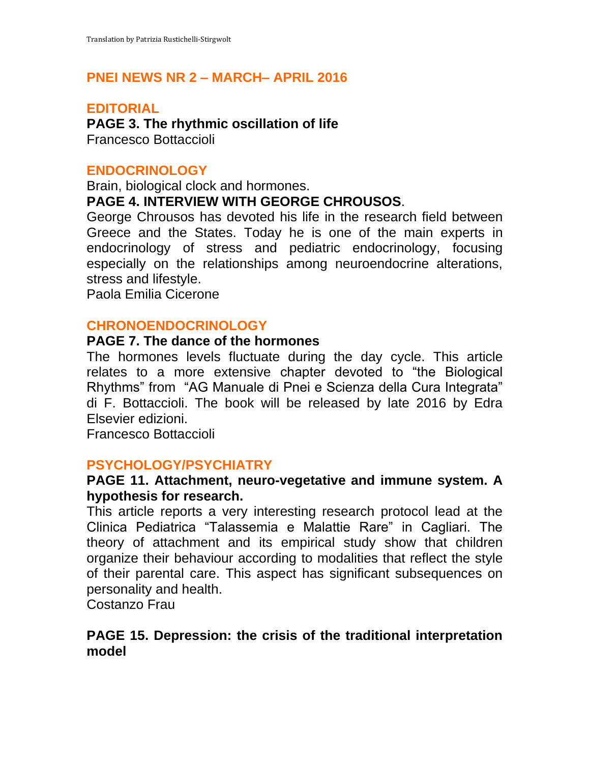Translation by Patrizia Rustichelli-Stirgwolt

# PNEI NEWS NR 2 – MARCH– APRIL 2016

## EDITORIAL

**PAGE 3. The rhythmic oscillation of life**

Francesco Bottaccioli

## ENDOCRINOLOGY

Brain, biological clock and hormones.

**PAGE 4. INTERVIEW WITH GEORGE CHROUSOS**.

George Chrousos has devoted his life in the research field between Greece and the States. Today he is one of the main experts in endocrinology of stress and pediatric endocrinology, focusing especially on the relationships among neuroendocrine alterations, stress and lifestyle.

Paola Emilia Cicerone

## CHRONOENDOCRINOLOGY

**PAGE 7. The dance of the hormones**

The hormones levels fluctuate during the day cycle. This article relates to a more extensive chapter devoted to “the Biological Rhythms” from “AG Manuale di Pnei e Scienza della Cura Integrata” di F. Bottaccioli. The book will be released by late 2016 by Edra Elsevier edizioni.

Francesco Bottaccioli

## PSYCHOLOGY/PSYCHIATRY

**PAGE 11. Attachment, neuro-vegetative and immune system. A hypothesis for research.**

This article reports a very interesting research protocol lead at the Clinica Pediatrica “Talassemia e Malattie Rare” in Cagliari. The theory of attachment and its empirical study show that children organize their behaviour according to modalities that reflect the style of their parental care. This aspect has significant subsequences on personality and health.

Costanzo Frau

**PAGE 15. Depression: the crisis of the traditional interpretation model**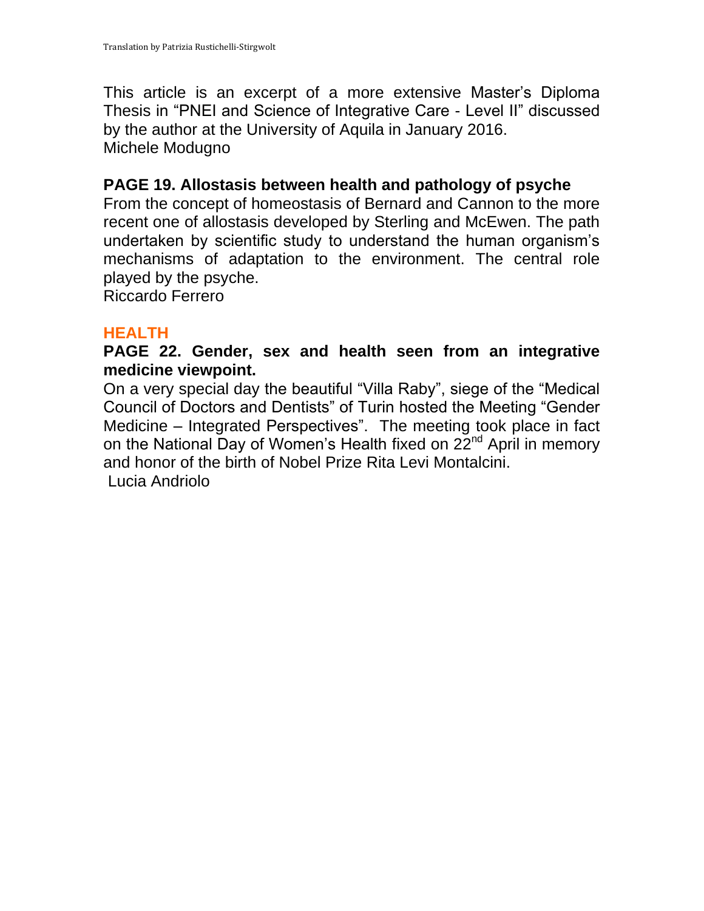This article is an excerpt of a more extensive Master's Diploma Thesis in "PNEI and Science of Integrative Care - Level II" discussed by the author at the University of Aquila in January 2016.
Michele Modugno

**PAGE 19. Allostasis between health and pathology of psyche**
From the concept of homeostasis of Bernard and Cannon to the more recent one of allostasis developed by Sterling and McEwen. The path undertaken by scientific study to understand the human organism's mechanisms of adaptation to the environment. The central role played by the psyche.
Riccardo Ferrero

## HEALTH

**PAGE 22. Gender, sex and health seen from an integrative medicine viewpoint.**
On a very special day the beautiful "Villa Raby", siege of the "Medical Council of Doctors and Dentists" of Turin hosted the Meeting "Gender Medicine – Integrated Perspectives". The meeting took place in fact on the National Day of Women's Health fixed on 22nd April in memory and honor of the birth of Nobel Prize Rita Levi Montalcini.
Lucia Andriolo